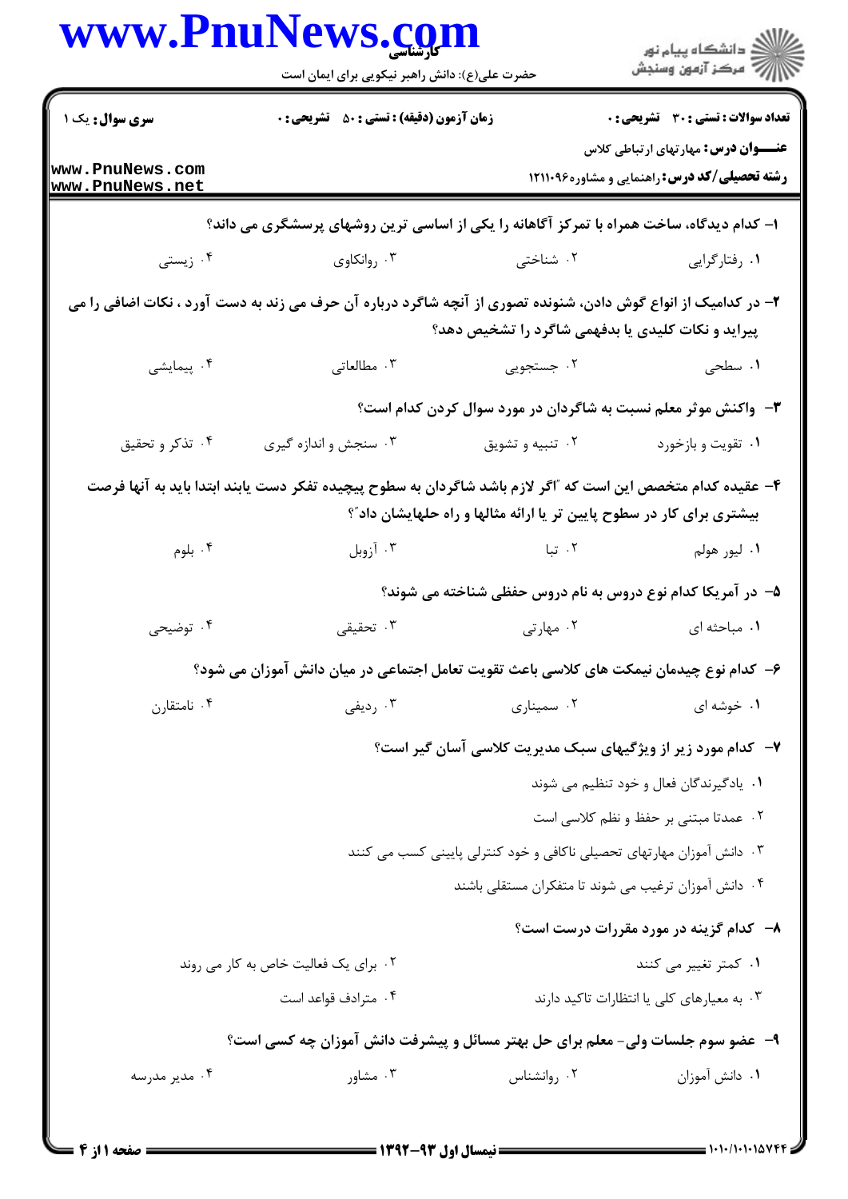**سری سوال:** یک ۱

**زمان آزمون (دقیقه) : تستی : ۵۰ تشریحی : ۰**

**تعداد سوالات : تستی : ۳۰ تشریحی : ۰**

**عنـــوان درس:** مهارتهای ارتباطی کلاس

**رشته تحصیلی/کد درس:** راهنمایی و مشاوره۱۲۱۱۰۹۶

۱- کدام دیدگاه، ساخت همراه با تمرکز آگاهانه را یکی از اساسی ترین روشهای پرسشگری می داند؟

۱. رفتارگرایی ۲. شناختی ۳. روانکاوی ۴. زیستی

۲- در کدامیک از انواع گوش دادن، شنونده تصوری از آنچه شاگرد درباره آن حرف می زند به دست آورد ، نکات اضافی را می پیراید و نکات کلیدی یا بدفهمی شاگرد را تشخیص دهد؟

۱. سطحی ۲. جستجویی ۳. مطالعاتی ۴. پیمایشی

۳- واکنش موثر معلم نسبت به شاگردان در مورد سوال کردن کدام است؟

۱. تقویت و بازخورد ۲. تنبیه و تشویق ۳. سنجش و اندازه گیری ۴. تذکر و تحقیق

۴- عقیده کدام متخصص این است که "اگر لازم باشد شاگردان به سطوح پیچیده تفکر دست یابند ابتدا باید به آنها فرصت بیشتری برای کار در سطوح پایین تر یا ارائه مثالها و راه حلهایشان داد"؟

۱. لیور هولم ۲. تبا ۳. آزوبل ۴. بلوم

۵- در آمریکا کدام نوع دروس به نام دروس حفظی شناخته می شوند؟

۱. مباحثه ای ۲. مهارتی ۳. تحقیقی ۴. توضیحی

۶- کدام نوع چیدمان نیمکت های کلاسی باعث تقویت تعامل اجتماعی در میان دانش آموزان می شود؟

۱. خوشه ای ۲. سمیناری ۳. ردیفی ۴. نامتقارن

۷- کدام مورد زیر از ویژگیهای سبک مدیریت کلاسی آسان گیر است؟

۱. یادگیرندگان فعال و خود تنظیم می شوند

۲. عمدتا مبتنی بر حفظ و نظم کلاسی است

۳. دانش آموزان مهارتهای تحصیلی ناکافی و خود کنترلی پایینی کسب می کنند

۴. دانش آموزان ترغیب می شوند تا متفکران مستقلی باشند

۸- کدام گزینه در مورد مقررات درست است؟

۱. کمتر تغییر می کنند ۲. برای یک فعالیت خاص به کار می روند

۳. به معیارهای کلی یا انتظارات تاکید دارند ۴. مترادف قواعد است

۹- عضو سوم جلسات ولی- معلم برای حل بهتر مسائل و پیشرفت دانش آموزان چه کسی است؟

۱. دانش آموزان ۲. روانشناس ۳. مشاور ۴. مدیر مدرسه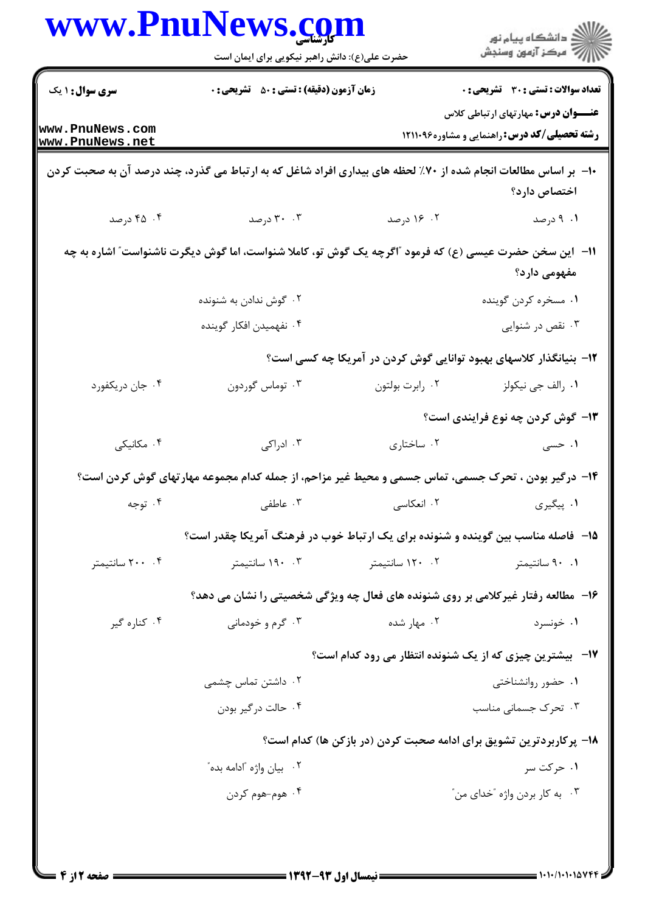**سری سوال:** ۱ یک | **زمان آزمون (دقیقه) : تستی : ۵۰ تشریحی : ۰** | **تعداد سوالات : تستی : ۳۰ تشریحی : ۰**

**عنـــــوان درس:** مهارتهای ارتباطی کلاس

**رشته تحصیلی/کد درس:** راهنمایی و مشاوره۱۲۱۱۰۹۶

۱۰- بر اساس مطالعات انجام شده از ۷۰٪ لحظه های بیداری افراد شاغل که به ارتباط می گذرد، چند درصد آن به صحبت کردن اختصاص دارد؟

۱. ۹ درصد
۲. ۱۶ درصد
۳. ۳۰ درصد
۴. ۴۵ درصد

۱۱- این سخن حضرت عیسی (ع) که فرمود "اگرچه یک گوش تو، کاملا شنواست، اما گوش دیگرت ناشنواست" اشاره به چه مفهومی دارد؟

۱. مسخره کردن گوینده
۲. گوش ندادن به شنونده
۳. نقص در شنوایی
۴. نفهمیدن افکار گوینده

۱۲- بنیانگذار کلاسهای بهبود توانایی گوش کردن در آمریکا چه کسی است؟

۱. رالف جی نیکولز
۲. رابرت بولتون
۳. توماس گوردون
۴. جان دریکفورد

۱۳- گوش کردن چه نوع فرایندی است؟

۱. حسی
۲. ساختاری
۳. ادراکی
۴. مکانیکی

۱۴- درگیر بودن ، تحرک جسمی، تماس جسمی و محیط غیر مزاحم، از جمله کدام مجموعه مهارتهای گوش کردن است؟

۱. پیگیری
۲. انعکاسی
۳. عاطفی
۴. توجه

۱۵- فاصله مناسب بین گوینده و شنونده برای یک ارتباط خوب در فرهنگ آمریکا چقدر است؟

۱. ۹۰ سانتیمتر
۲. ۱۲۰ سانتیمتر
۳. ۱۹۰ سانتیمتر
۴. ۲۰۰ سانتیمتر

۱۶- مطالعه رفتار غیرکلامی بر روی شنونده های فعال چه ویژگی شخصیتی را نشان می دهد؟

۱. خونسرد
۲. مهار شده
۳. گرم و خودمانی
۴. کناره گیر

۱۷- بیشترین چیزی که از یک شنونده انتظار می رود کدام است؟

۱. حضور روانشناختی
۲. داشتن تماس چشمی
۳. تحرک جسمانی مناسب
۴. حالت درگیر بودن

۱۸- پرکاربردترین تشویق برای ادامه صحبت کردن (در بازکن ها) کدام است؟

۱. حرکت سر
۲. بیان واژه "ادامه بده"
۳. به کار بردن واژه "خدای من"
۴. هوم-هوم کردن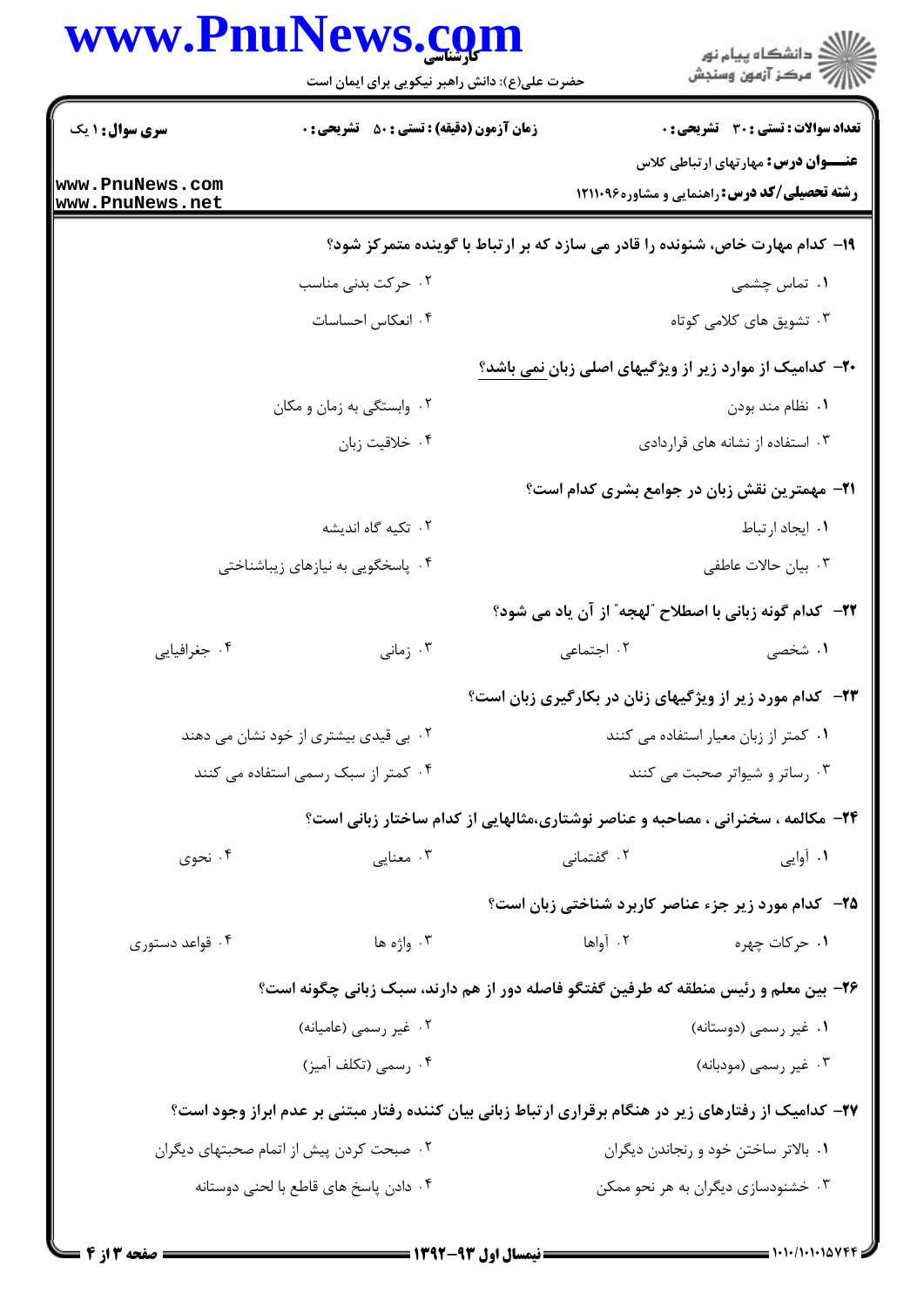**تعداد سوالات : تستی : ۳۰ تشریحی : ۰** | **زمان آزمون (دقیقه) : تستی : ۵۰ تشریحی : ۰** | **سری سوال : ۱ یک**

**عنـــوان درس :** مهارتهای ارتباطی کلاس

**رشته تحصیلی/کد درس :** راهنمایی و مشاوره۱۲۱۱۰۹۶

**۱۹- کدام مهارت خاص، شنونده را قادر می سازد که بر ارتباط با گوینده متمرکز شود؟**

۱. تماس چشمی

۲. حرکت بدنی مناسب

۳. تشویق های کلامی کوتاه

۴. انعکاس احساسات

**۲۰- کدامیک از موارد زیر از ویژگیهای اصلی زبان نمی باشد؟**

۱. نظام مند بودن

۲. وابستگی به زمان و مکان

۳. استفاده از نشانه های قراردادی

۴. خلاقیت زبان

**۲۱- مهمترین نقش زبان در جوامع بشری کدام است؟**

۱. ایجاد ارتباط

۲. تکیه گاه اندیشه

۳. بیان حالات عاطفی

۴. پاسخگویی به نیازهای زیباشناختی

**۲۲- کدام گونه زبانی با اصطلاح "لهجه" از آن یاد می شود؟**

۱. شخصی

۲. اجتماعی

۳. زمانی

۴. جغرافیایی

**۲۳- کدام مورد زیر از ویژگیهای زنان در بکارگیری زبان است؟**

۱. کمتر از زبان معیار استفاده می کنند

۲. بی قیدی بیشتری از خود نشان می دهند

۳. رساتر و شیواتر صحبت می کنند

۴. کمتر از سبک رسمی استفاده می کنند

**۲۴- مکالمه ، سخنرانی ، مصاحبه و عناصر نوشتاری،مثالهایی از کدام ساختار زبانی است؟**

۱. آوایی

۲. گفتمانی

۳. معنایی

۴. نحوی

**۲۵- کدام مورد زیر جزء عناصر کاربرد شناختی زبان است؟**

۱. حرکات چهره

۲. آواها

۳. واژه ها

۴. قواعد دستوری

**۲۶- بین معلم و رئیس منطقه که طرفین گفتگو فاصله دور از هم دارند، سبک زبانی چگونه است؟**

۱. غیر رسمی (دوستانه)

۲. غیر رسمی (عامیانه)

۳. غیر رسمی (مودبانه)

۴. رسمی (تکلف آمیز)

**۲۷- کدامیک از رفتارهای زیر در هنگام برقراری ارتباط زبانی بیان کننده رفتار مبتنی بر عدم ابراز وجود است؟**

۱. بالاتر ساختن خود و رنجاندن دیگران

۲. صحبت کردن پیش از اتمام صحبتهای دیگران

۳. خشنودسازی دیگران به هر نحو ممکن

۴. دادن پاسخ های قاطع با لحنی دوستانه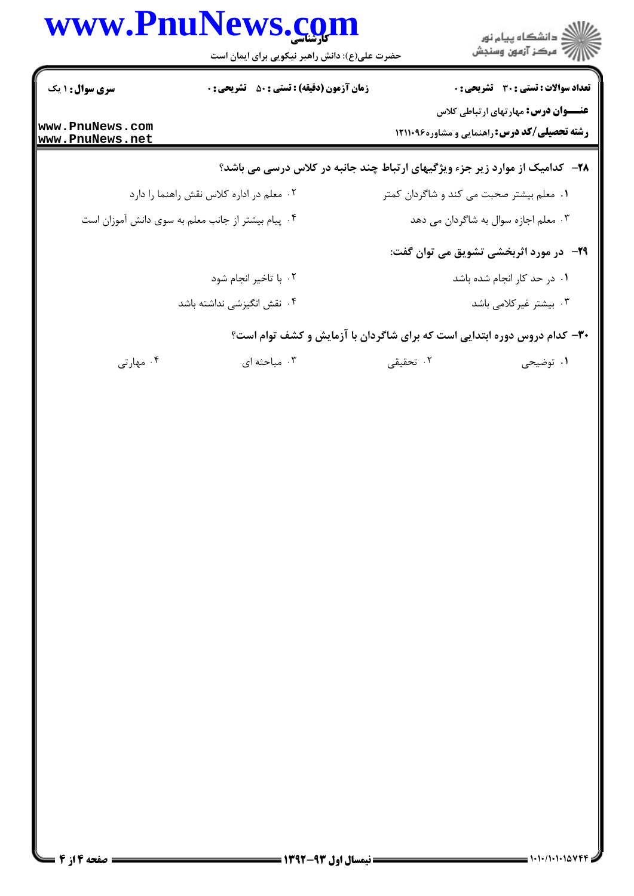۲۸- کدامیک از موارد زیر جزء ویژگیهای ارتباط چند جانبه در کلاس درسی می باشد؟

۱. معلم بیشتر صحبت می کند و شاگردان کمتر

۲. معلم در اداره کلاس نقش راهنما را دارد

۳. معلم اجازه سوال به شاگردان می دهد

۴. پیام بیشتر از جانب معلم به سوی دانش آموزان است

۲۹- در مورد اثربخشی تشویق می توان گفت:

۱. در حد کار انجام شده باشد

۲. با تاخیر انجام شود

۳. بیشتر غیرکلامی باشد

۴. نقش انگیزشی نداشته باشد

۳۰- کدام دروس دوره ابتدایی است که برای شاگردان با آزمایش و کشف توام است؟

۱. توضیحی

۲. تحقیقی

۳. مباحثه ای

۴. مهارتی